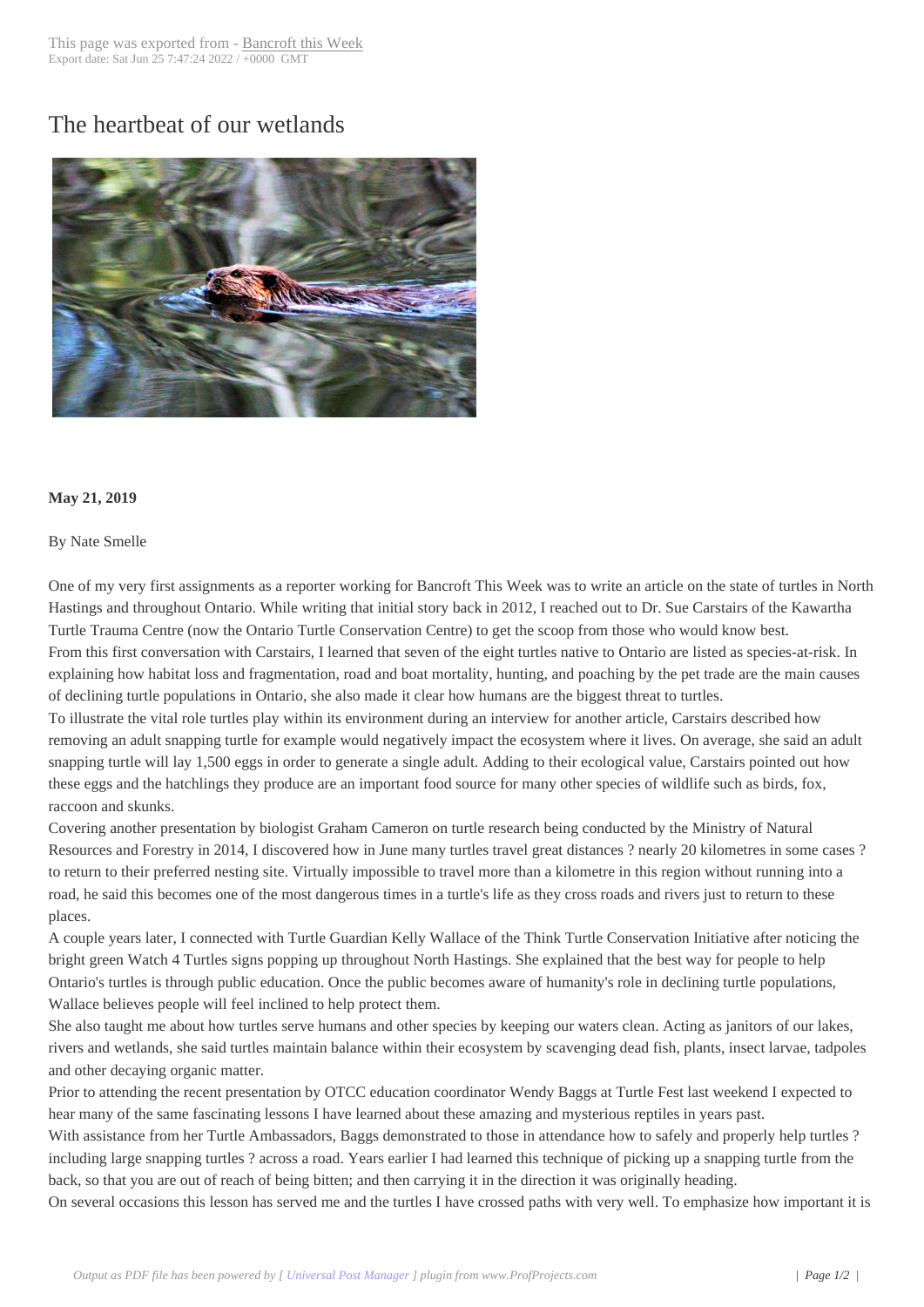# The heartbeat of our wetlands

**May 21, 2019**

By Nate Smelle

One of my very first assignments as a reporter working for Bancroft This Week was to write an article on the state of turtles in North Hastings and throughout Ontario. While writing that initial story back in 2012, I reached out to Dr. Sue Carstairs of the Kawartha Turtle Trauma Centre (now the Ontario Turtle Conservation Centre) to get the scoop from those who would know best.

From this first conversation with Carstairs, I learned that seven of the eight turtles native to Ontario are listed as species-at-risk. In explaining how habitat loss and fragmentation, road and boat mortality, hunting, and poaching by the pet trade are the main causes of declining turtle populations in Ontario, she also made it clear how humans are the biggest threat to turtles.

To illustrate the vital role turtles play within its environment during an interview for another article, Carstairs described how removing an adult snapping turtle for example would negatively impact the ecosystem where it lives. On average, she said an adult snapping turtle will lay 1,500 eggs in order to generate a single adult. Adding to their ecological value, Carstairs pointed out how these eggs and the hatchlings they produce are an important food source for many other species of wildlife such as birds, fox, raccoon and skunks.

Covering another presentation by biologist Graham Cameron on turtle research being conducted by the Ministry of Natural Resources and Forestry in 2014, I discovered how in June many turtles travel great distances ? nearly 20 kilometres in some cases ? to return to their preferred nesting site. Virtually impossible to travel more than a kilometre in this region without running into a road, he said this becomes one of the most dangerous times in a turtle's life as they cross roads and rivers just to return to these places.

A couple years later, I connected with Turtle Guardian Kelly Wallace of the Think Turtle Conservation Initiative after noticing the bright green Watch 4 Turtles signs popping up throughout North Hastings. She explained that the best way for people to help Ontario's turtles is through public education. Once the public becomes aware of humanity's role in declining turtle populations, Wallace believes people will feel inclined to help protect them.

She also taught me about how turtles serve humans and other species by keeping our waters clean. Acting as janitors of our lakes, rivers and wetlands, she said turtles maintain balance within their ecosystem by scavenging dead fish, plants, insect larvae, tadpoles and other decaying organic matter.

Prior to attending the recent presentation by OTCC education coordinator Wendy Baggs at Turtle Fest last weekend I expected to hear many of the same fascinating lessons I have learned about these amazing and mysterious reptiles in years past.

With assistance from her Turtle Ambassadors, Baggs demonstrated to those in attendance how to safely and properly help turtles ? including large snapping turtles ? across a road. Years earlier I had learned this technique of picking up a snapping turtle from the back, so that you are out of reach of being bitten; and then carrying it in the direction it was originally heading.

On several occasions this lesson has served me and the turtles I have crossed paths with very well. To emphasize how important it is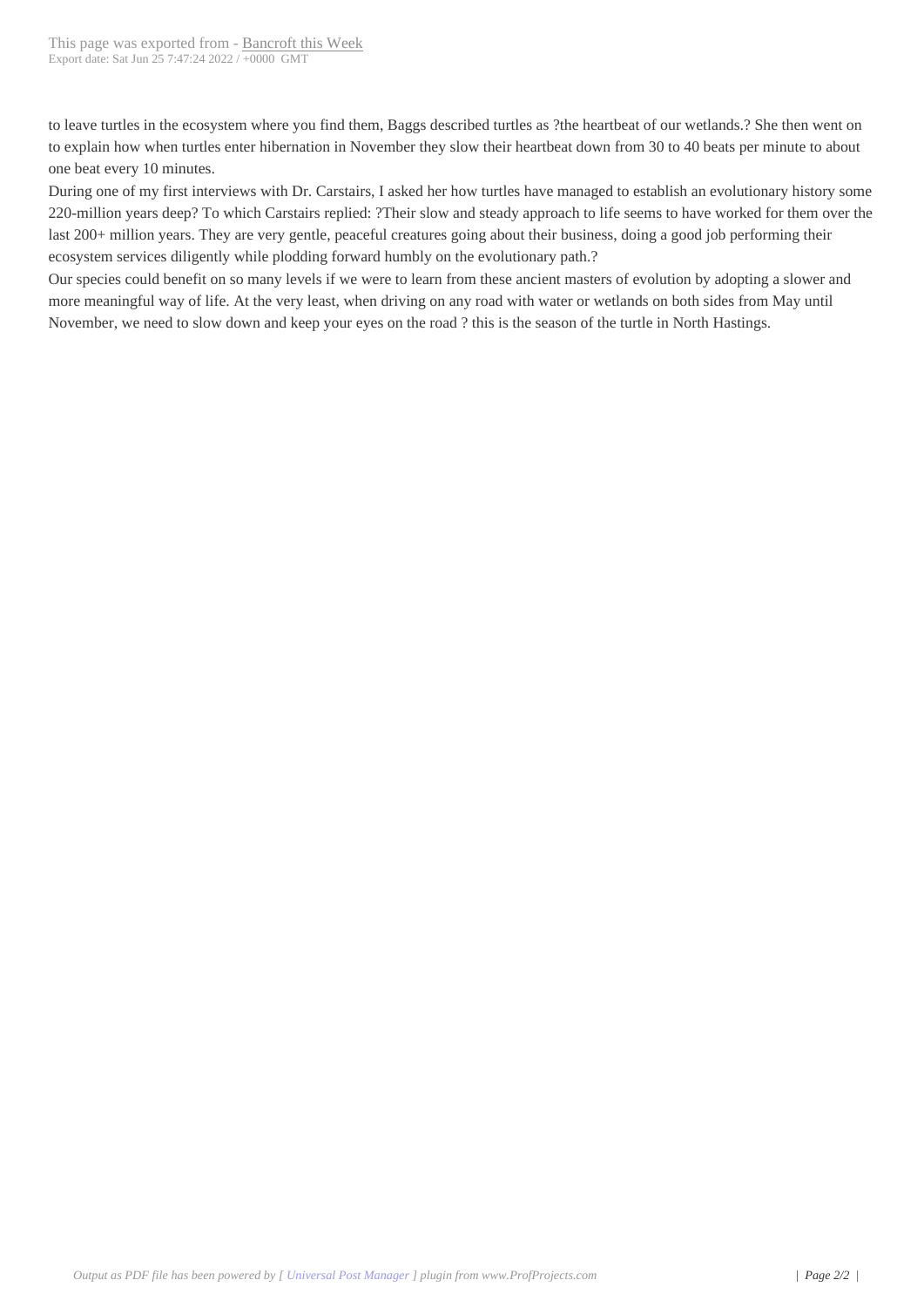to leave turtles in the ecosystem where you find them, Baggs described turtles as ?the heartbeat of our wetlands.? She then went on to explain how when turtles enter hibernation in November they slow their heartbeat down from 30 to 40 beats per minute to about one beat every 10 minutes.

During one of my first interviews with Dr. Carstairs, I asked her how turtles have managed to establish an evolutionary history some 220-million years deep? To which Carstairs replied: ?Their slow and steady approach to life seems to have worked for them over the last 200+ million years. They are very gentle, peaceful creatures going about their business, doing a good job performing their ecosystem services diligently while plodding forward humbly on the evolutionary path.?

Our species could benefit on so many levels if we were to learn from these ancient masters of evolution by adopting a slower and more meaningful way of life. At the very least, when driving on any road with water or wetlands on both sides from May until November, we need to slow down and keep your eyes on the road ? this is the season of the turtle in North Hastings.